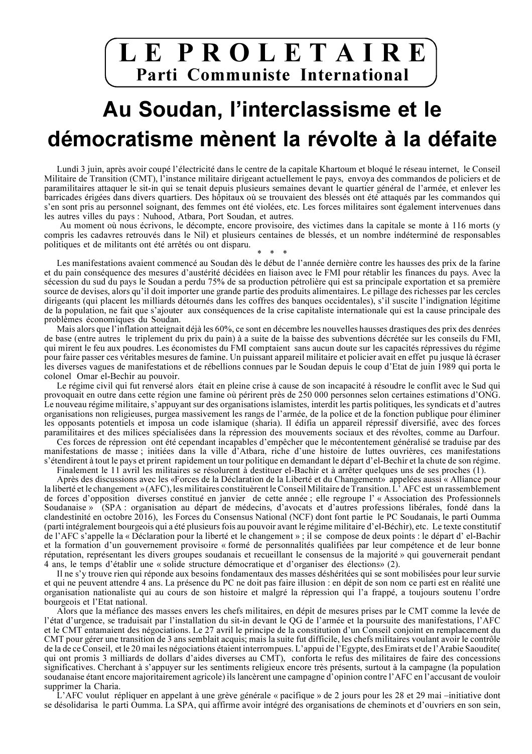# LE PROLETAIRE
## Parti Communiste International

# Au Soudan, l'interclassisme et le démocratisme mènent la révolte à la défaite

Lundi 3 juin, après avoir coupé l'électricité dans le centre de la capitale Khartoum et bloqué le réseau internet, le Conseil Militaire de Transition (CMT), l'instance militaire dirigeant actuellement le pays, envoya des commandos de policiers et de paramilitaires attaquer le sit-in qui se tenait depuis plusieurs semaines devant le quartier général de l'armée, et enlever les barricades érigées dans divers quartiers. Des hôpitaux où se trouvaient des blessés ont été attaqués par les commandos qui s'en sont pris au personnel soignant, des femmes ont été violées, etc. Les forces militaires sont également intervenues dans les autres villes du pays : Nuhood, Atbara, Port Soudan, et autres.

Au moment où nous écrivons, le décompte, encore provisoire, des victimes dans la capitale se monte à 116 morts (y compris les cadavres retrouvés dans le Nil) et plusieurs centaines de blessés, et un nombre indéterminé de responsables politiques et de militants ont été arrêtés ou ont disparu.

\* \* \*

Les manifestations avaient commencé au Soudan dès le début de l'année dernière contre les hausses des prix de la farine et du pain conséquence des mesures d'austérité décidées en liaison avec le FMI pour rétablir les finances du pays. Avec la sécession du sud du pays le Soudan a perdu 75% de sa production pétrolière qui est sa principale exportation et sa première source de devises, alors qu'il doit importer une grande partie des produits alimentaires. Le pillage des richesses par les cercles dirigeants (qui placent les milliards détournés dans les coffres des banques occidentales), s'il suscite l'indignation légitime de la population, ne fait que s'ajouter aux conséquences de la crise capitaliste internationale qui est la cause principale des problèmes économiques du Soudan.

Mais alors que l'inflation atteignait déjà les 60%, ce sont en décembre les nouvelles hausses drastiques des prix des denrées de base (entre autres le triplement du prix du pain) à a suite de la baisse des subventions décrétée sur les conseils du FMI, qui mirent le feu aux poudres. Les économistes du FMI comptaient sans aucun doute sur les capacités répressives du régime pour faire passer ces véritables mesures de famine. Un puissant appareil militaire et policier avait en effet pu jusque là écraser les diverses vagues de manifestations et de rébellions connues par le Soudan depuis le coup d'Etat de juin 1989 qui porta le colonel Omar el-Bechir au pouvoir.

Le régime civil qui fut renversé alors était en pleine crise à cause de son incapacité à résoudre le conflit avec le Sud qui provoquait en outre dans cette région une famine où périrent près de 250 000 personnes selon certaines estimations d'ONG. Le nouveau régime militaire, s'appuyant sur des organisations islamistes, interdit les partis politiques, les syndicats et d'autres organisations non religieuses, purgea massivement les rangs de l'armée, de la police et de la fonction publique pour éliminer les opposants potentiels et imposa un code islamique (sharia). Il édifia un appareil répressif diversifié, avec des forces paramilitaires et des milices spécialisées dans la répression des mouvements sociaux et des révoltes, comme au Darfour.

Ces forces de répression ont été cependant incapables d'empêcher que le mécontentement généralisé se traduise par des manifestations de masse ; initiées dans la ville d'Atbara, riche d'une histoire de luttes ouvrières, ces manifestations s'étendirent à tout le pays et prirent rapidement un tour politique en demandant le départ d'el-Bechir et la chute de son régime.

Finalement le 11 avril les militaires se résolurent à destituer el-Bachir et à arrêter quelques uns de ses proches (1).

Après des discussions avec les «Forces de la Déclaration de la Liberté et du Changement» appelées aussi « Alliance pour la liberté et le changement » (AFC), les militaires constituèrent le Conseil Militaire de Transition. L' AFC est un rassemblement de forces d'opposition diverses constitué en janvier de cette année ; elle regroupe l' « Association des Professionnels Soudanaise » (SPA : organisation au départ de médecins, d'avocats et d'autres professions libérales, fondé dans la clandestinité en octobre 2016), les Forces du Consensus National (NCF) dont font partie le PC Soudanais, le parti Oumma (parti intégralement bourgeois qui a été plusieurs fois au pouvoir avant le régime militaire d'el-Béchir), etc. Le texte constitutif de l'AFC s'appelle la « Déclaration pour la liberté et le changement » ; il se compose de deux points : le départ d' el-Bachir et la formation d'un gouvernement provisoire « formé de personnalités qualifiées par leur compétence et de leur bonne réputation, représentant les divers groupes soudanais et recueillant le consensus de la majorité » qui gouvernerait pendant 4 ans, le temps d'établir une « solide structure démocratique et d'organiser des élections» (2).

Il ne s'y trouve rien qui réponde aux besoins fondamentaux des masses déshéritées qui se sont mobilisées pour leur survie et qui ne peuvent attendre 4 ans. La présence du PC ne doit pas faire illusion : en dépit de son nom ce parti est en réalité une organisation nationaliste qui au cours de son histoire et malgré la répression qui l'a frappé, a toujours soutenu l'ordre bourgeois et l'Etat national.

Alors que la méfiance des masses envers les chefs militaires, en dépit de mesures prises par le CMT comme la levée de l'état d'urgence, se traduisait par l'installation du sit-in devant le QG de l'armée et la poursuite des manifestations, l'AFC et le CMT entamaient des négociations. Le 27 avril le principe de la constitution d'un Conseil conjoint en remplacement du CMT pour gérer une transition de 3 ans semblait acquis; mais la suite fut difficile, les chefs militaires voulant avoir le contrôle de la de ce Conseil, et le 20 mai les négociations étaient interrompues. L'appui de l'Egypte, des Emirats et de l'Arabie Saoudite( qui ont promis 3 milliards de dollars d'aides diverses au CMT), conforta le refus des militaires de faire des concessions significatives. Cherchant à s'appuyer sur les sentiments religieux encore très présents, surtout à la campagne (la population soudanaise étant encore majoritairement agricole) ils lancèrent une campagne d'opinion contre l'AFC en l'accusant de vouloir supprimer la Charia.

L'AFC voulut répliquer en appelant à une grève générale « pacifique » de 2 jours pour les 28 et 29 mai –initiative dont se désolidarisa le parti Oumma. La SPA, qui affirme avoir intégré des organisations de cheminots et d'ouvriers en son sein,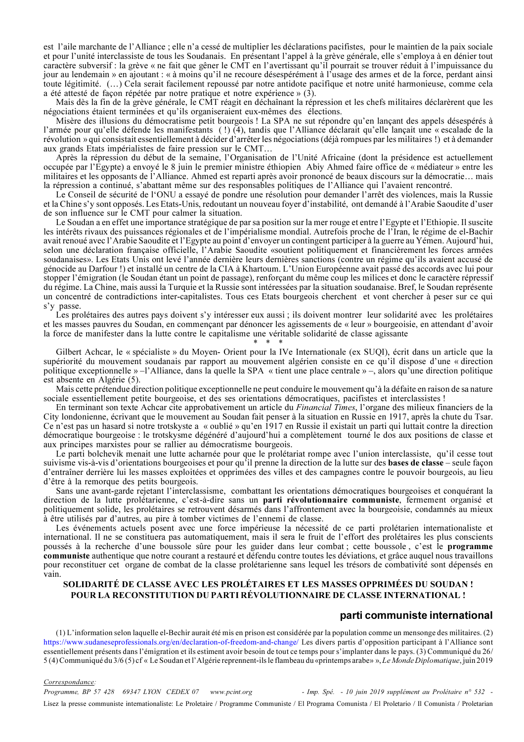est l'aile marchante de l'Alliance ; elle n'a cessé de multiplier les déclarations pacifistes, pour le maintien de la paix sociale et pour l'unité interclassiste de tous les Soudanais. En présentant l'appel à la grève générale, elle s'employa à en dénier tout caractère subversif : la grève « ne fait que gêner le CMT en l'avertissant qu'il pourrait se trouver réduit à l'impuissance du jour au lendemain » en ajoutant : « à moins qu'il ne recoure désespérément à l'usage des armes et de la force, perdant ainsi toute légitimité. (…) Cela serait facilement repoussé par notre antidote pacifique et notre unité harmonieuse, comme cela a été attesté de façon répétée par notre pratique et notre expérience » (3).

Mais dès la fin de la grève générale, le CMT réagit en déchaînant la répression et les chefs militaires déclarèrent que les négociations étaient terminées et qu'ils organiseraient eux-mêmes des élections.

Misère des illusions du démocratisme petit bourgeois ! La SPA ne sut répondre qu'en lançant des appels désespérés à l'armée pour qu'elle défende les manifestants ( ! ) (4), tandis que l'Alliance déclarait qu'elle lançait une « escalade de la révolution » qui consistait essentiellement à décider d'arrêter les négociations (déjà rompues par les militaires !) et à demander aux grands Etats impérialistes de faire pression sur le CMT…

Après la répression du début de la semaine, l'Organisation de l'Unité Africaine (dont la présidence est actuellement occupée par l'Egypte) a envoyé le 8 juin le premier ministre éthiopien Abiy Ahmed faire office de « médiateur » entre les militaires et les opposants de l'Alliance. Ahmed est reparti après avoir prononcé de beaux discours sur la démocratie… mais la répression a continué, s'abattant même sur des responsables politiques de l'Alliance qui l'avaient rencontré.

Le Conseil de sécurité de l'ONU a essayé de pondre une résolution pour demander l'arrêt des violences, mais la Russie et la Chine s'y sont opposés. Les Etats-Unis, redoutant un nouveau foyer d'instabilité, ont demandé à l'Arabie Saoudite d'user de son influence sur le CMT pour calmer la situation.

Le Soudan a en effet une importance stratégique de par sa position sur la mer rouge et entre l'Egypte et l'Ethiopie. Il suscite les intérêts rivaux des puissances régionales et de l'impérialisme mondial. Autrefois proche de l'Iran, le régime de el-Bachir avait renoué avec l'Arabie Saoudite et l'Egypte au point d'envoyer un contingent participer à la guerre au Yémen. Aujourd'hui, selon une déclaration française officielle, l'Arabie Saoudite «soutient politiquement et financièrement les forces armées soudanaises». Les Etats Unis ont levé l'année dernière leurs dernières sanctions (contre un régime qu'ils avaient accusé de génocide au Darfour !) et installé un centre de la CIA à Khartoum. L'Union Européenne avait passé des accords avec lui pour stopper l'émigration (le Soudan étant un point de passage), renforçant du même coup les milices et donc le caractère répressif du régime. La Chine, mais aussi la Turquie et la Russie sont intéressées par la situation soudanaise. Bref, le Soudan représente un concentré de contradictions inter-capitalistes. Tous ces Etats bourgeois cherchent et vont chercher à peser sur ce qui s'y passe.

Les prolétaires des autres pays doivent s'y intéresser eux aussi ; ils doivent montrer leur solidarité avec les prolétaires et les masses pauvres du Soudan, en commençant par dénoncer les agissements de « leur » bourgeoisie, en attendant d'avoir la force de manifester dans la lutte contre le capitalisme une véritable solidarité de classe agissante

\* \* \*

Gilbert Achcar, le « spécialiste » du Moyen- Orient pour la IVe Internationale (ex SUQI), écrit dans un article que la supériorité du mouvement soudanais par rapport au mouvement algérien consiste en ce qu'il dispose d'une « direction politique exceptionnelle » –l'Alliance, dans la quelle la SPA « tient une place centrale » –, alors qu'une direction politique est absente en Algérie (5).

Mais cette prétendue direction politique exceptionnelle ne peut conduire le mouvement qu'à la défaite en raison de sa nature sociale essentiellement petite bourgeoise, et des ses orientations démocratiques, pacifistes et interclassistes !

En terminant son texte Achcar cite approbativement un article du *Financial Times*, l'organe des milieux financiers de la City londonienne, écrivant que le mouvement au Soudan fait penser à la situation en Russie en 1917, après la chute du Tsar. Ce n'est pas un hasard si notre trotskyste a « oublié » qu'en 1917 en Russie il existait un parti qui luttait contre la direction démocratique bourgeoise : le trotskysme dégénéré d'aujourd'hui a complètement tourné le dos aux positions de classe et aux principes marxistes pour se rallier au démocratisme bourgeois.

Le parti bolchevik menait une lutte acharnée pour que le prolétariat rompe avec l'union interclassiste, qu'il cesse tout suivisme vis-à-vis d'orientations bourgeoises et pour qu'il prenne la direction de la lutte sur des **bases de classe** – seule façon d'entraîner derrière lui les masses exploitées et opprimées des villes et des campagnes contre le pouvoir bourgeois, au lieu d'être à la remorque des petits bourgeois.

Sans une avant-garde rejetant l'interclassisme, combattant les orientations démocratiques bourgeoises et conquérant la direction de la lutte prolétarienne, c'est-à-dire sans un **parti révolutionnaire communiste**, fermement organisé et politiquement solide, les prolétaires se retrouvent désarmés dans l'affrontement avec la bourgeoisie, condamnés au mieux à être utilisés par d'autres, au pire à tomber victimes de l'ennemi de classe.

Les événements actuels posent avec une force impérieuse la nécessité de ce parti prolétarien internationaliste et international. Il ne se constituera pas automatiquement, mais il sera le fruit de l'effort des prolétaires les plus conscients poussés à la recherche d'une boussole sûre pour les guider dans leur combat ; cette boussole , c'est le **programme communiste** authentique que notre courant a restauré et défendu contre toutes les déviations, et grâce auquel nous travaillons pour reconstituer cet organe de combat de la classe prolétarienne sans lequel les trésors de combativité sont dépensés en vain.

**SOLIDARITÉ DE CLASSE AVEC LES PROLÉTAIRES ET LES MASSES OPPRIMÉES DU SOUDAN !**
**POUR LA RECONSTITUTION DU PARTI RÉVOLUTIONNAIRE DE CLASSE INTERNATIONAL !**

**parti communiste international**

(1) L'information selon laquelle el-Bechir aurait été mis en prison est considérée par la population comme un mensonge des militaires. (2) https://www.sudaneseprofessionals.org/en/declaration-of-freedom-and-change/ Les divers partis d'opposition participant à l'Alliance sont essentiellement présents dans l'émigration et ils estiment avoir besoin de tout ce temps pour s'implanter dans le pays. (3) Communiqué du 26/5 (4) Communiqué du 3/6 (5) cf « Le Soudan et l'Algérie reprennent-ils le flambeau du «printemps arabe» », *Le Monde Diplomatique*, juin 2019

*Correspondance:*
*Programme, BP 57 428 69347 LYON CEDEX 07 www.pcint.org - Imp. Spé. - 10 juin 2019 supplément au Prolétaire n° 532 -*

Lisez la presse communiste internationaliste: Le Proletaire / Programme Communiste / El Programa Comunista / El Proletario / Il Comunista / Proletarian